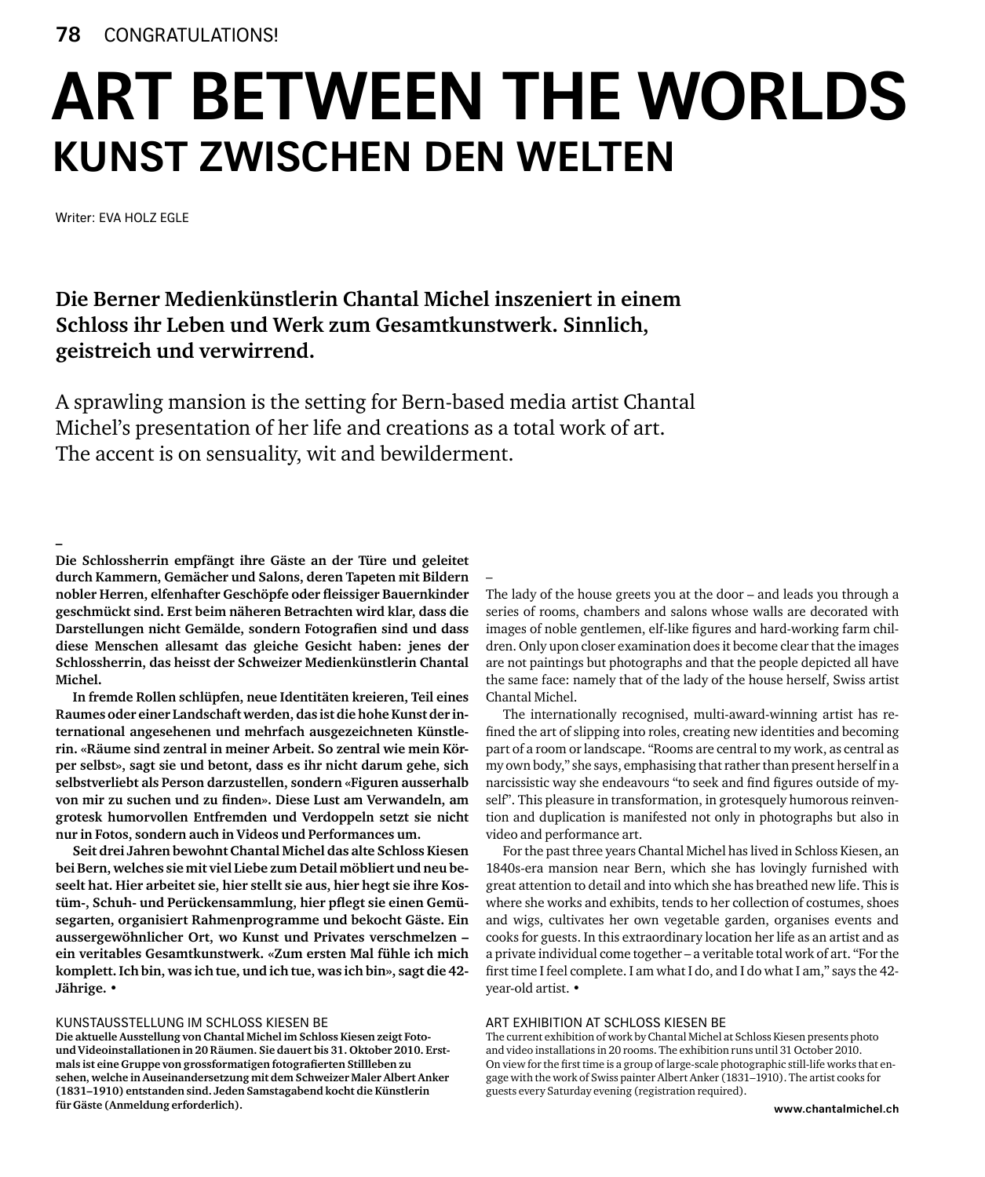# ART BETWEEN THE WORLDS
## KUNST ZWISCHEN DEN WELTEN

Writer: EVA HOLZ EGLE

**Die Berner Medienkünstlerin Chantal Michel inszeniert in einem Schloss ihr Leben und Werk zum Gesamtkunstwerk. Sinnlich, geistreich und verwirrend.**

A sprawling mansion is the setting for Bern-based media artist Chantal Michel's presentation of her life and creations as a total work of art. The accent is on sensuality, wit and bewilderment.

–

**Die Schlossherrin empfängt ihre Gäste an der Türe und geleitet durch Kammern, Gemächer und Salons, deren Tapeten mit Bildern nobler Herren, elfenhafter Geschöpfe oder fleissiger Bauernkinder geschmückt sind. Erst beim näheren Betrachten wird klar, dass die Darstellungen nicht Gemälde, sondern Fotografien sind und dass diese Menschen allesamt das gleiche Gesicht haben: jenes der Schlossherrin, das heisst der Schweizer Medienkünstlerin Chantal Michel.**

**In fremde Rollen schlüpfen, neue Identitäten kreieren, Teil eines Raumes oder einer Landschaft werden, das ist die hohe Kunst der international angesehenen und mehrfach ausgezeichneten Künstlerin. «Räume sind zentral in meiner Arbeit. So zentral wie mein Körper selbst», sagt sie und betont, dass es ihr nicht darum gehe, sich selbstverliebt als Person darzustellen, sondern «Figuren ausserhalb von mir zu suchen und zu finden». Diese Lust am Verwandeln, am grotesk humorvollen Entfremden und Verdoppeln setzt sie nicht nur in Fotos, sondern auch in Videos und Performances um.**

**Seit drei Jahren bewohnt Chantal Michel das alte Schloss Kiesen bei Bern, welches sie mit viel Liebe zum Detail möbliert und neu beseelt hat. Hier arbeitet sie, hier stellt sie aus, hier hegt sie ihre Kostüm-, Schuh- und Perückensammlung, hier pflegt sie einen Gemüsegarten, organisiert Rahmenprogramme und bekocht Gäste. Ein aussergewöhnlicher Ort, wo Kunst und Privates verschmelzen – ein veritables Gesamtkunstwerk. «Zum ersten Mal fühle ich mich komplett. Ich bin, was ich tue, und ich tue, was ich bin», sagt die 42-Jährige. •**

KUNSTAUSSTELLUNG IM SCHLOSS KIESEN BE

**Die aktuelle Ausstellung von Chantal Michel im Schloss Kiesen zeigt Foto- und Videoinstallationen in 20 Räumen. Sie dauert bis 31. Oktober 2010. Erstmals ist eine Gruppe von grossformatigen fotografierten Stillleben zu sehen, welche in Auseinandersetzung mit dem Schweizer Maler Albert Anker (1831–1910) entstanden sind. Jeden Samstagabend kocht die Künstlerin für Gäste (Anmeldung erforderlich).**

–

The lady of the house greets you at the door – and leads you through a series of rooms, chambers and salons whose walls are decorated with images of noble gentlemen, elf-like figures and hard-working farm children. Only upon closer examination does it become clear that the images are not paintings but photographs and that the people depicted all have the same face: namely that of the lady of the house herself, Swiss artist Chantal Michel.

The internationally recognised, multi-award-winning artist has refined the art of slipping into roles, creating new identities and becoming part of a room or landscape. "Rooms are central to my work, as central as my own body," she says, emphasising that rather than present herself in a narcissistic way she endeavours "to seek and find figures outside of myself". This pleasure in transformation, in grotesquely humorous reinvention and duplication is manifested not only in photographs but also in video and performance art.

For the past three years Chantal Michel has lived in Schloss Kiesen, an 1840s-era mansion near Bern, which she has lovingly furnished with great attention to detail and into which she has breathed new life. This is where she works and exhibits, tends to her collection of costumes, shoes and wigs, cultivates her own vegetable garden, organises events and cooks for guests. In this extraordinary location her life as an artist and as a private individual come together – a veritable total work of art. "For the first time I feel complete. I am what I do, and I do what I am," says the 42-year-old artist. •

ART EXHIBITION AT SCHLOSS KIESEN BE

The current exhibition of work by Chantal Michel at Schloss Kiesen presents photo and video installations in 20 rooms. The exhibition runs until 31 October 2010. On view for the first time is a group of large-scale photographic still-life works that engage with the work of Swiss painter Albert Anker (1831–1910). The artist cooks for guests every Saturday evening (registration required).

**www.chantalmichel.ch**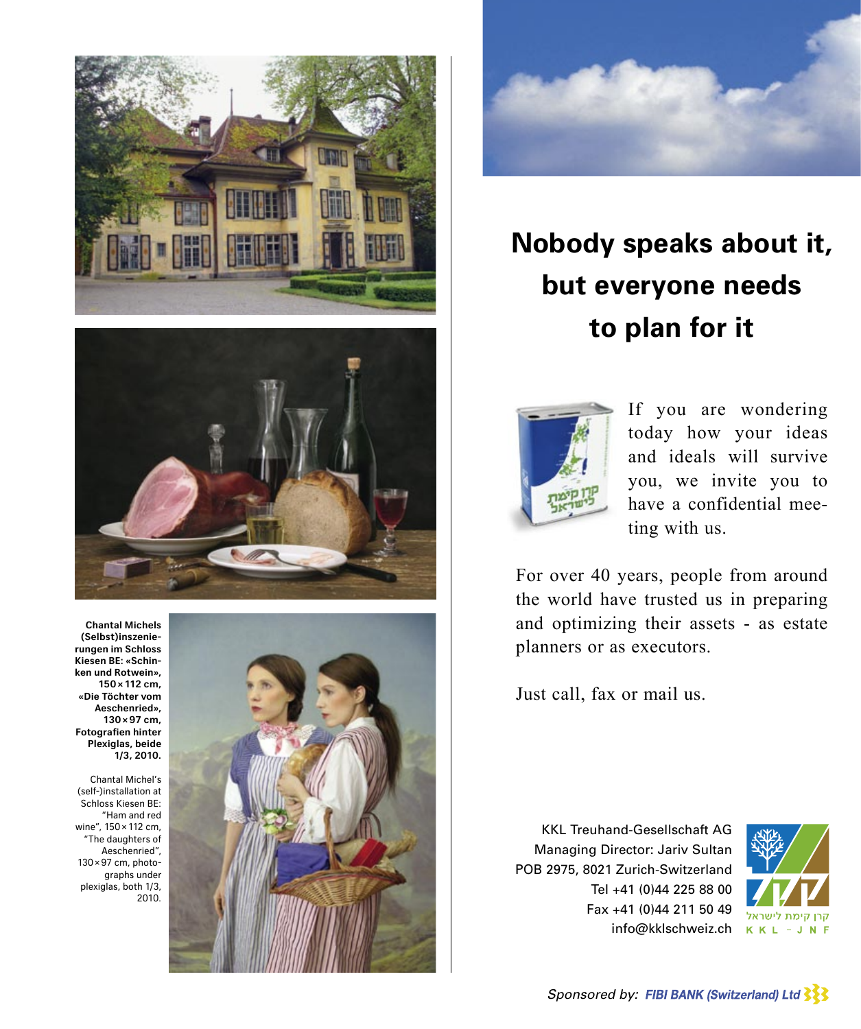**Chantal Michels (Selbst)inszenierungen im Schloss Kiesen BE: «Schinken und Rotwein», 150 × 112 cm, «Die Töchter vom Aeschenried», 130 × 97 cm, Fotografien hinter Plexiglas, beide 1/3, 2010.**

Chantal Michel's (self-)installation at Schloss Kiesen BE: "Ham and red wine", 150 × 112 cm, "The daughters of Aeschenried", 130 × 97 cm, photographs under plexiglas, both 1/3, 2010.

# Nobody speaks about it, but everyone needs to plan for it

If you are wondering today how your ideas and ideals will survive you, we invite you to have a confidential meeting with us.

For over 40 years, people from around the world have trusted us in preparing and optimizing their assets - as estate planners or as executors.

Just call, fax or mail us.

KKL Treuhand-Gesellschaft AG
Managing Director: Jariv Sultan
POB 2975, 8021 Zurich-Switzerland
Tel +41 (0)44 225 88 00
Fax +41 (0)44 211 50 49
info@kklschweiz.ch

קרן קימת לישראל
KKL – JNF

*Sponsored by:* ***FIBI BANK (Switzerland) Ltd***